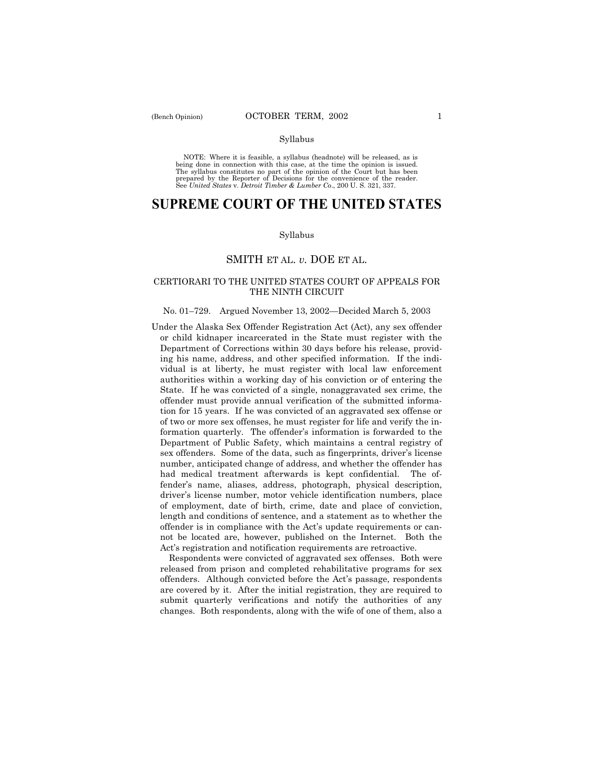Syllabus

NOTE: Where it is feasible, a syllabus (headnote) will be released, as is being done in connection with this case, at the time the opinion is issued. The syllabus constitutes no part of the opinion of the Court but has been prepared by the Reporter of Decisions for the convenience of the reader. See *United States* v. *Detroit Timber & Lumber Co.*, 200 U. S. 321, 337.

# SUPREME COURT OF THE UNITED STATES

Syllabus

## SMITH ET AL. *v.* DOE ET AL.

### CERTIORARI TO THE UNITED STATES COURT OF APPEALS FOR THE NINTH CIRCUIT

No. 01–729. Argued November 13, 2002—Decided March 5, 2003

Under the Alaska Sex Offender Registration Act (Act), any sex offender or child kidnaper incarcerated in the State must register with the Department of Corrections within 30 days before his release, providing his name, address, and other specified information. If the individual is at liberty, he must register with local law enforcement authorities within a working day of his conviction or of entering the State. If he was convicted of a single, nonaggravated sex crime, the offender must provide annual verification of the submitted information for 15 years. If he was convicted of an aggravated sex offense or of two or more sex offenses, he must register for life and verify the information quarterly. The offender's information is forwarded to the Department of Public Safety, which maintains a central registry of sex offenders. Some of the data, such as fingerprints, driver's license number, anticipated change of address, and whether the offender has had medical treatment afterwards is kept confidential. The offender's name, aliases, address, photograph, physical description, driver's license number, motor vehicle identification numbers, place of employment, date of birth, crime, date and place of conviction, length and conditions of sentence, and a statement as to whether the offender is in compliance with the Act's update requirements or cannot be located are, however, published on the Internet. Both the Act's registration and notification requirements are retroactive.

Respondents were convicted of aggravated sex offenses. Both were released from prison and completed rehabilitative programs for sex offenders. Although convicted before the Act's passage, respondents are covered by it. After the initial registration, they are required to submit quarterly verifications and notify the authorities of any changes. Both respondents, along with the wife of one of them, also a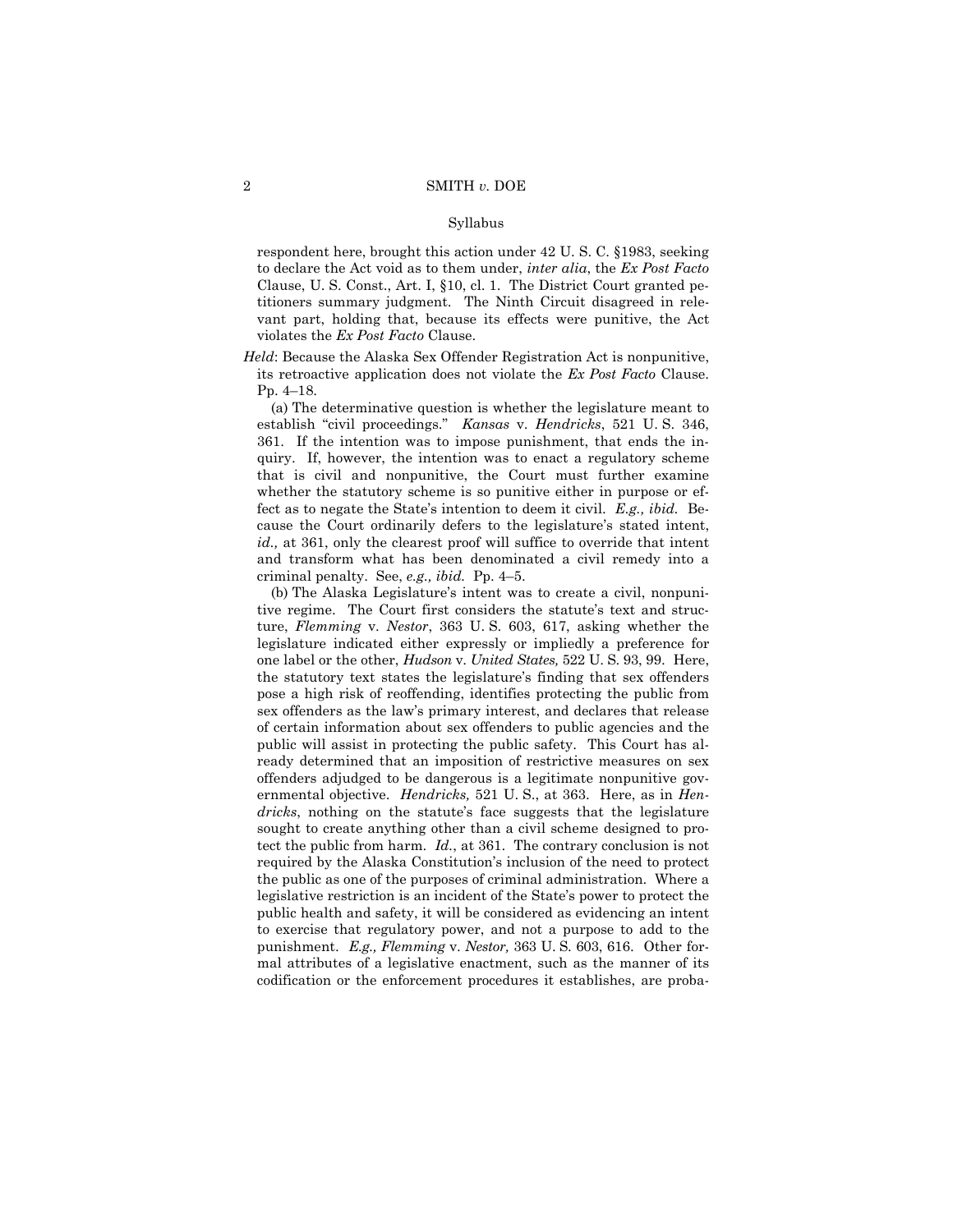respondent here, brought this action under 42 U. S. C. §1983, seeking to declare the Act void as to them under, *inter alia*, the *Ex Post Facto* Clause, U. S. Const., Art. I, §10, cl. 1. The District Court granted petitioners summary judgment. The Ninth Circuit disagreed in relevant part, holding that, because its effects were punitive, the Act violates the *Ex Post Facto* Clause.

*Held*: Because the Alaska Sex Offender Registration Act is nonpunitive, its retroactive application does not violate the *Ex Post Facto* Clause. Pp. 4–18.

(a) The determinative question is whether the legislature meant to establish "civil proceedings." *Kansas* v. *Hendricks*, 521 U. S. 346, 361. If the intention was to impose punishment, that ends the inquiry. If, however, the intention was to enact a regulatory scheme that is civil and nonpunitive, the Court must further examine whether the statutory scheme is so punitive either in purpose or effect as to negate the State's intention to deem it civil. *E.g., ibid.* Because the Court ordinarily defers to the legislature's stated intent, *id.,* at 361, only the clearest proof will suffice to override that intent and transform what has been denominated a civil remedy into a criminal penalty. See, *e.g., ibid.* Pp. 4–5.

(b) The Alaska Legislature's intent was to create a civil, nonpunitive regime. The Court first considers the statute's text and structure, *Flemming* v. *Nestor*, 363 U. S. 603, 617, asking whether the legislature indicated either expressly or impliedly a preference for one label or the other, *Hudson* v. *United States,* 522 U. S. 93, 99. Here, the statutory text states the legislature's finding that sex offenders pose a high risk of reoffending, identifies protecting the public from sex offenders as the law's primary interest, and declares that release of certain information about sex offenders to public agencies and the public will assist in protecting the public safety. This Court has already determined that an imposition of restrictive measures on sex offenders adjudged to be dangerous is a legitimate nonpunitive governmental objective. *Hendricks,* 521 U. S., at 363. Here, as in *Hendricks*, nothing on the statute's face suggests that the legislature sought to create anything other than a civil scheme designed to protect the public from harm. *Id.*, at 361. The contrary conclusion is not required by the Alaska Constitution's inclusion of the need to protect the public as one of the purposes of criminal administration. Where a legislative restriction is an incident of the State's power to protect the public health and safety, it will be considered as evidencing an intent to exercise that regulatory power, and not a purpose to add to the punishment. *E.g., Flemming* v. *Nestor,* 363 U. S. 603, 616. Other formal attributes of a legislative enactment, such as the manner of its codification or the enforcement procedures it establishes, are proba-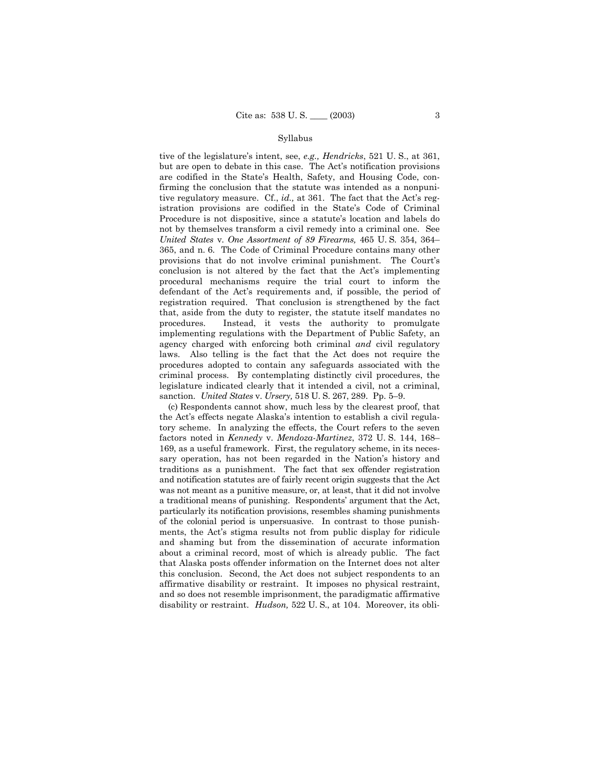tive of the legislature's intent, see, *e.g., Hendricks*, 521 U. S., at 361, but are open to debate in this case. The Act's notification provisions are codified in the State's Health, Safety, and Housing Code, confirming the conclusion that the statute was intended as a nonpunitive regulatory measure. Cf., *id.,* at 361. The fact that the Act's registration provisions are codified in the State's Code of Criminal Procedure is not dispositive, since a statute's location and labels do not by themselves transform a civil remedy into a criminal one. See *United States* v. *One Assortment of 89 Firearms,* 465 U. S. 354, 364–365, and n. 6. The Code of Criminal Procedure contains many other provisions that do not involve criminal punishment. The Court's conclusion is not altered by the fact that the Act's implementing procedural mechanisms require the trial court to inform the defendant of the Act's requirements and, if possible, the period of registration required. That conclusion is strengthened by the fact that, aside from the duty to register, the statute itself mandates no procedures. Instead, it vests the authority to promulgate implementing regulations with the Department of Public Safety, an agency charged with enforcing both criminal *and* civil regulatory laws. Also telling is the fact that the Act does not require the procedures adopted to contain any safeguards associated with the criminal process. By contemplating distinctly civil procedures, the legislature indicated clearly that it intended a civil, not a criminal, sanction. *United States* v. *Ursery,* 518 U. S. 267, 289. Pp. 5–9.

(c) Respondents cannot show, much less by the clearest proof, that the Act's effects negate Alaska's intention to establish a civil regulatory scheme. In analyzing the effects, the Court refers to the seven factors noted in *Kennedy* v. *Mendoza-Martinez*, 372 U. S. 144, 168–169, as a useful framework. First, the regulatory scheme, in its necessary operation, has not been regarded in the Nation's history and traditions as a punishment. The fact that sex offender registration and notification statutes are of fairly recent origin suggests that the Act was not meant as a punitive measure, or, at least, that it did not involve a traditional means of punishing. Respondents' argument that the Act, particularly its notification provisions, resembles shaming punishments of the colonial period is unpersuasive. In contrast to those punishments, the Act's stigma results not from public display for ridicule and shaming but from the dissemination of accurate information about a criminal record, most of which is already public. The fact that Alaska posts offender information on the Internet does not alter this conclusion. Second, the Act does not subject respondents to an affirmative disability or restraint. It imposes no physical restraint, and so does not resemble imprisonment, the paradigmatic affirmative disability or restraint. *Hudson,* 522 U. S., at 104. Moreover, its obli-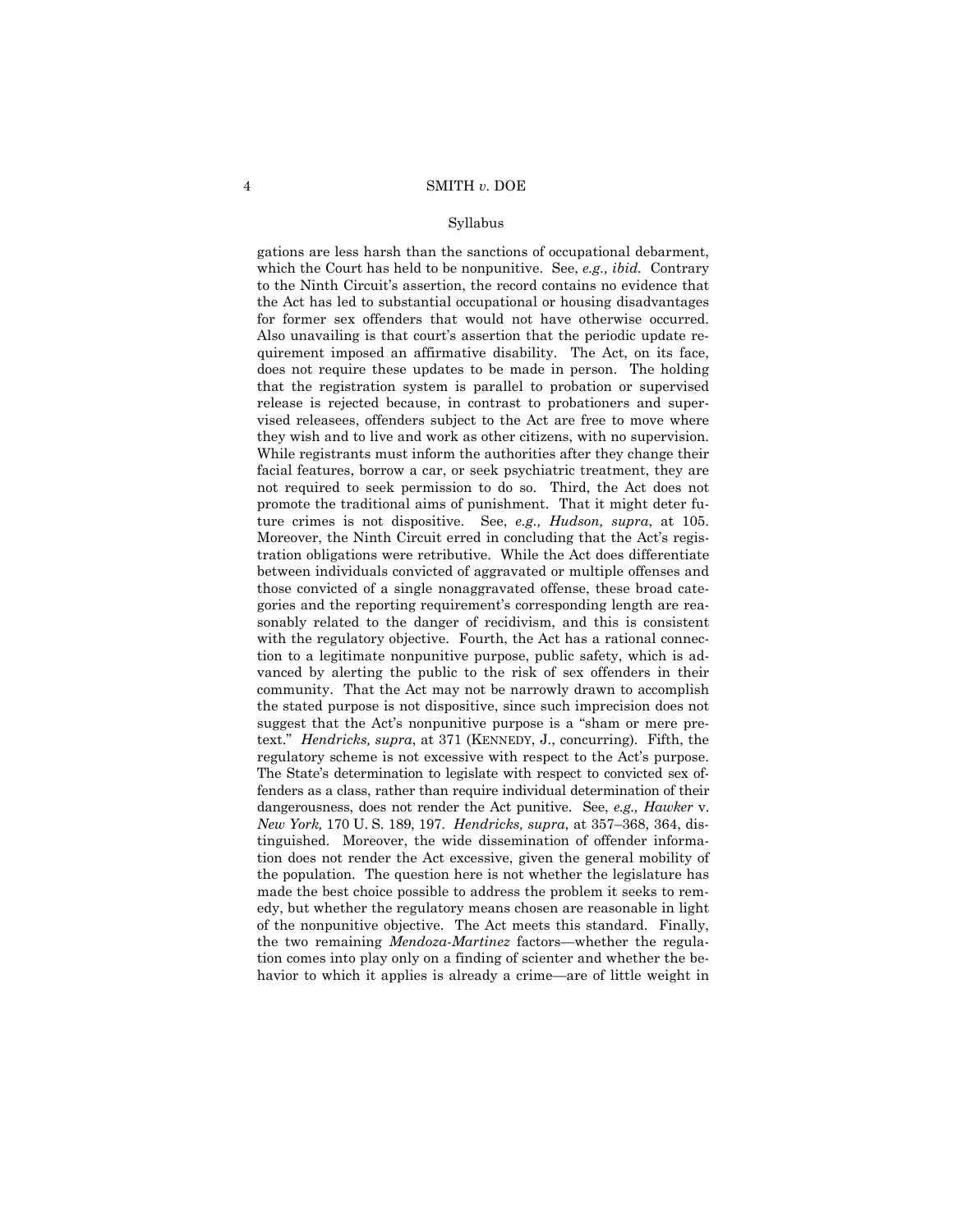gations are less harsh than the sanctions of occupational debarment, which the Court has held to be nonpunitive. See, *e.g., ibid.* Contrary to the Ninth Circuit's assertion, the record contains no evidence that the Act has led to substantial occupational or housing disadvantages for former sex offenders that would not have otherwise occurred. Also unavailing is that court's assertion that the periodic update requirement imposed an affirmative disability. The Act, on its face, does not require these updates to be made in person. The holding that the registration system is parallel to probation or supervised release is rejected because, in contrast to probationers and supervised releasees, offenders subject to the Act are free to move where they wish and to live and work as other citizens, with no supervision. While registrants must inform the authorities after they change their facial features, borrow a car, or seek psychiatric treatment, they are not required to seek permission to do so. Third, the Act does not promote the traditional aims of punishment. That it might deter future crimes is not dispositive. See, *e.g., Hudson, supra*, at 105. Moreover, the Ninth Circuit erred in concluding that the Act's registration obligations were retributive. While the Act does differentiate between individuals convicted of aggravated or multiple offenses and those convicted of a single nonaggravated offense, these broad categories and the reporting requirement's corresponding length are reasonably related to the danger of recidivism, and this is consistent with the regulatory objective. Fourth, the Act has a rational connection to a legitimate nonpunitive purpose, public safety, which is advanced by alerting the public to the risk of sex offenders in their community. That the Act may not be narrowly drawn to accomplish the stated purpose is not dispositive, since such imprecision does not suggest that the Act's nonpunitive purpose is a "sham or mere pretext." *Hendricks, supra*, at 371 (KENNEDY, J., concurring). Fifth, the regulatory scheme is not excessive with respect to the Act's purpose. The State's determination to legislate with respect to convicted sex offenders as a class, rather than require individual determination of their dangerousness, does not render the Act punitive. See, *e.g., Hawker* v. *New York,* 170 U. S. 189, 197. *Hendricks, supra*, at 357–368, 364, distinguished. Moreover, the wide dissemination of offender information does not render the Act excessive, given the general mobility of the population. The question here is not whether the legislature has made the best choice possible to address the problem it seeks to remedy, but whether the regulatory means chosen are reasonable in light of the nonpunitive objective. The Act meets this standard. Finally, the two remaining *Mendoza-Martinez* factors—whether the regulation comes into play only on a finding of scienter and whether the behavior to which it applies is already a crime—are of little weight in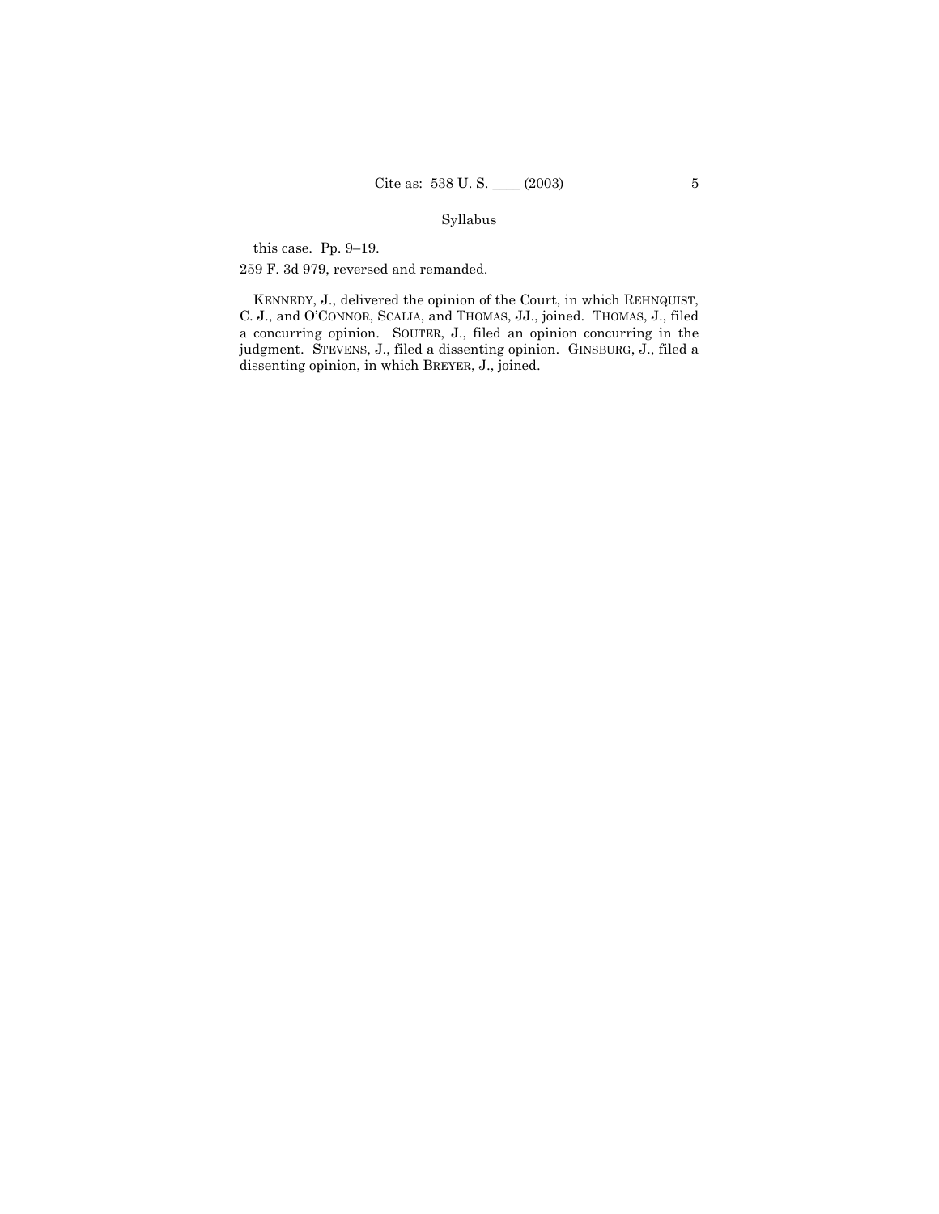this case. Pp. 9–19.

259 F. 3d 979, reversed and remanded.

KENNEDY, J., delivered the opinion of the Court, in which REHNQUIST, C. J., and O'CONNOR, SCALIA, and THOMAS, JJ., joined. THOMAS, J., filed a concurring opinion. SOUTER, J., filed an opinion concurring in the judgment. STEVENS, J., filed a dissenting opinion. GINSBURG, J., filed a dissenting opinion, in which BREYER, J., joined.